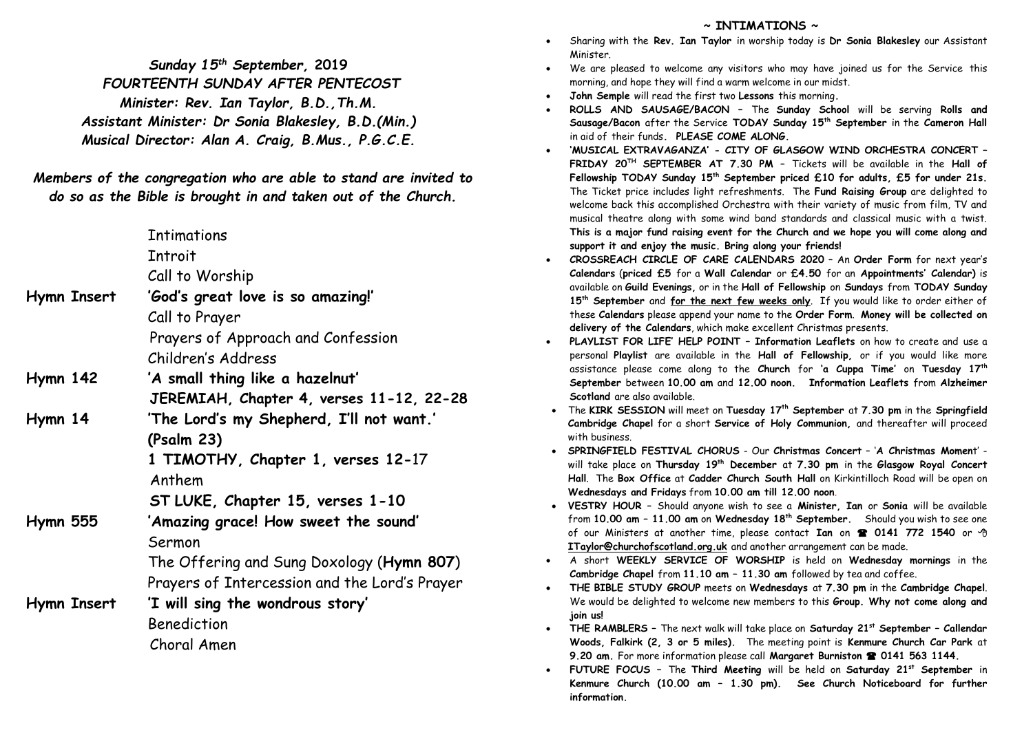***Sunday 15th September, 2019***

***FOURTEENTH SUNDAY AFTER PENTECOST***

***Minister: Rev. Ian Taylor, B.D.,Th.M.***

***Assistant Minister: Dr Sonia Blakesley, B.D.(Min.)***

***Musical Director: Alan A. Craig, B.Mus., P.G.C.E.***

***Members of the congregation who are able to stand are invited to do so as the Bible is brought in and taken out of the Church.***

| | |
|---|---|
| | Intimations |
| | Introit |
| | Call to Worship |
| **Hymn Insert** | **'God's great love is so amazing!'** |
| | Call to Prayer |
| | Prayers of Approach and Confession |
| | Children's Address |
| **Hymn 142** | **'A small thing like a hazelnut'** |
| | **JEREMIAH, Chapter 4, verses 11-12, 22-28** |
| **Hymn 14** | **'The Lord's my Shepherd, I'll not want.' (Psalm 23)** |
| | **1 TIMOTHY, Chapter 1, verses 12-17** |
| | Anthem |
| | **ST LUKE, Chapter 15, verses 1-10** |
| **Hymn 555** | **'Amazing grace! How sweet the sound'** |
| | Sermon |
| | The Offering and Sung Doxology (**Hymn 807**) |
| | Prayers of Intercession and the Lord's Prayer |
| **Hymn Insert** | **'I will sing the wondrous story'** |
| | Benediction |
| | Choral Amen |

## ~ INTIMATIONS ~

- Sharing with the **Rev. Ian Taylor** in worship today is **Dr Sonia Blakesley** our Assistant Minister.
- We are pleased to welcome any visitors who may have joined us for the Service this morning, and hope they will find a warm welcome in our midst.
- **John Semple** will read the first two **Lessons** this morning**.**
- **ROLLS AND SAUSAGE/BACON –** The **Sunday School** will be serving **Rolls and Sausage/Bacon** after the Service **TODAY Sunday 15th September** in the **Cameron Hall** in aid of their funds**. PLEASE COME ALONG.**
- **'MUSICAL EXTRAVAGANZA' - CITY OF GLASGOW WIND ORCHESTRA CONCERT – FRIDAY 20TH SEPTEMBER AT 7.30 PM –** Tickets will be available in the **Hall of Fellowship TODAY Sunday 15th September priced £10 for adults, £5 for under 21s.** The Ticket price includes light refreshments. The **Fund Raising Group** are delighted to welcome back this accomplished Orchestra with their variety of music from film, TV and musical theatre along with some wind band standards and classical music with a twist. **This is a major fund raising event for the Church and we hope you will come along and support it and enjoy the music. Bring along your friends!**
- **CROSSREACH CIRCLE OF CARE CALENDARS 2020** – An **Order Form** for next year's **Calendars** (**priced £5** for a **Wall Calendar** or **£4.50** for an **Appointments' Calendar)** is available on **Guild Evenings,** or in the **Hall of Fellowship** on **Sundays** from **TODAY Sunday 15th September** and **for the next few weeks only**. If you would like to order either of these **Calendars** please append your name to the **Order Form**. **Money will be collected on delivery of the Calendars**, which make excellent Christmas presents.
- **PLAYLIST FOR LIFE' HELP POINT – Information Leaflets** on how to create and use a personal **Playlist** are available in the **Hall of Fellowship,** or if you would like more assistance please come along to the **Church** for **'a Cuppa Time'** on **Tuesday 17th September** between **10.00 am** and **12.00 noon. Information Leaflets** from **Alzheimer Scotland** are also available.
- The **KIRK SESSION** will meet on **Tuesday 17th September** at **7.30 pm** in the **Springfield Cambridge Chapel** for a short **Service of Holy Communion,** and thereafter will proceed with business.
- **SPRINGFIELD FESTIVAL CHORUS** - Our **Christmas Concert** – '**A Christmas Moment**' - will take place on **Thursday 19th December** at **7.30 pm** in the **Glasgow Royal Concert Hall**. The **Box Office** at **Cadder Church South Hall** on Kirkintilloch Road will be open on **Wednesdays and Fridays** from **10.00 am till 12.00 noon**.
- **VESTRY HOUR –** Should anyone wish to see a **Minister, Ian** or **Sonia** will be available from **10.00 am – 11.00 am** on **Wednesday 18th September.** Should you wish to see one of our Ministers at another time, please contact **Ian** on ☎ **0141 772 1540** or **ITaylor@churchofscotland.org.uk** and another arrangement can be made.
- A short **WEEKLY SERVICE OF WORSHIP** is held on **Wednesday mornings** in the **Cambridge Chapel** from **11.10 am – 11.30 am** followed by tea and coffee.
- **THE BIBLE STUDY GROUP** meets on **Wednesdays** at **7.30 pm** in the **Cambridge Chapel**. We would be delighted to welcome new members to this **Group. Why not come along and join us!**
- **THE RAMBLERS –** The next walk will take place on **Saturday 21st September – Callendar Woods, Falkirk (2, 3 or 5 miles).** The meeting point is **Kenmure Church Car Park** at **9.20 am.** For more information please call **Margaret Burniston** ☎ **0141 563 1144.**
- **FUTURE FOCUS –** The **Third Meeting** will be held on **Saturday 21st September** in **Kenmure Church (10.00 am – 1.30 pm). See Church Noticeboard for further information.**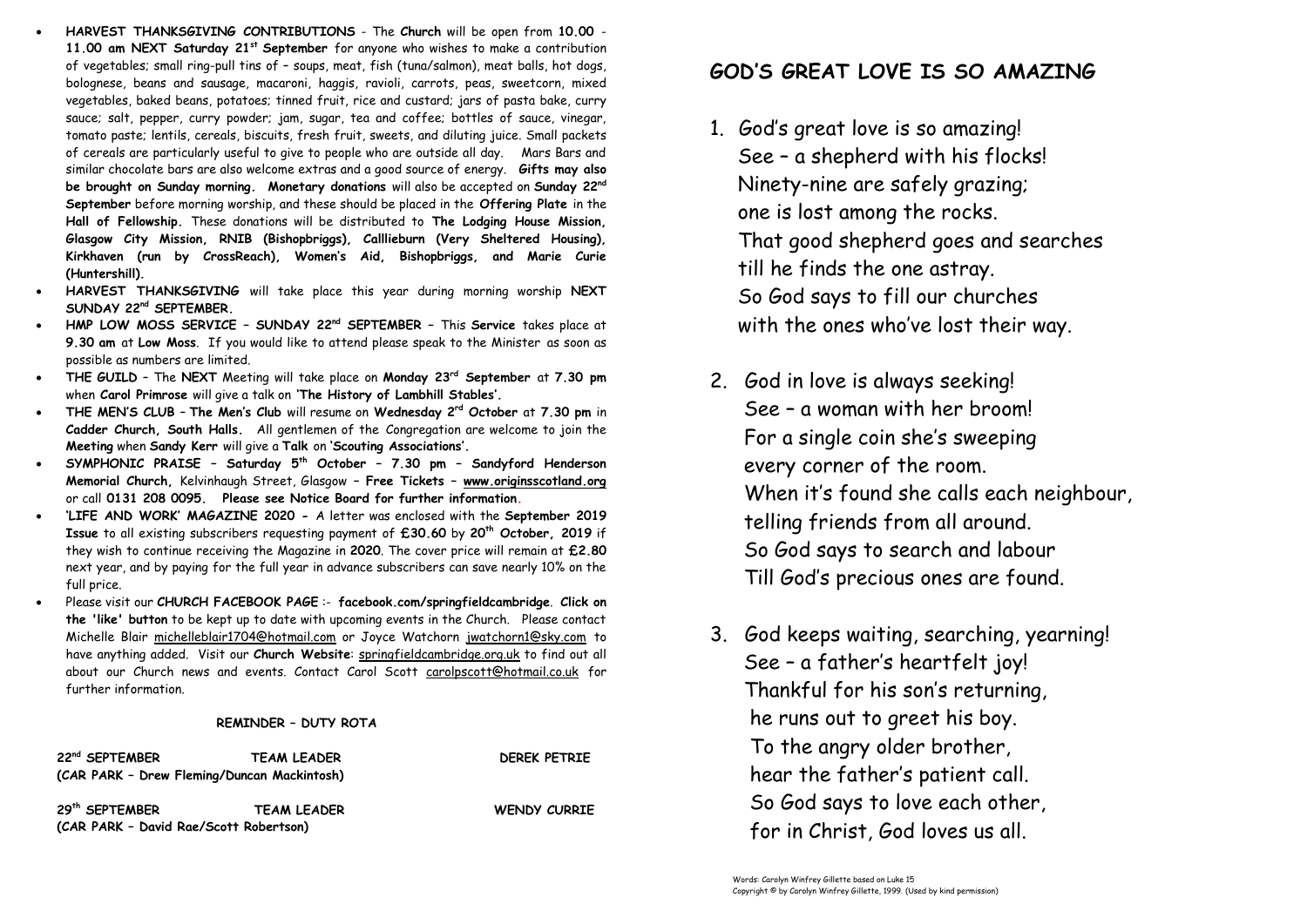- **HARVEST THANKSGIVING CONTRIBUTIONS** - The **Church** will be open from **10.00 - 11.00 am NEXT Saturday 21st September** for anyone who wishes to make a contribution of vegetables; small ring-pull tins of – soups, meat, fish (tuna/salmon), meat balls, hot dogs, bolognese, beans and sausage, macaroni, haggis, ravioli, carrots, peas, sweetcorn, mixed vegetables, baked beans, potatoes; tinned fruit, rice and custard; jars of pasta bake, curry sauce; salt, pepper, curry powder; jam, sugar, tea and coffee; bottles of sauce, vinegar, tomato paste; lentils, cereals, biscuits, fresh fruit, sweets, and diluting juice. Small packets of cereals are particularly useful to give to people who are outside all day. Mars Bars and similar chocolate bars are also welcome extras and a good source of energy. **Gifts may also be brought on Sunday morning. Monetary donations** will also be accepted on **Sunday 22nd September** before morning worship, and these should be placed in the **Offering Plate** in the **Hall of Fellowship.** These donations will be distributed to **The Lodging House Mission, Glasgow City Mission, RNIB (Bishopbriggs), Calllieburn (Very Sheltered Housing), Kirkhaven (run by CrossReach), Women's Aid, Bishopbriggs, and Marie Curie (Huntershill).**
- **HARVEST THANKSGIVING** will take place this year during morning worship **NEXT SUNDAY 22nd SEPTEMBER.**
- **HMP LOW MOSS SERVICE – SUNDAY 22nd SEPTEMBER –** This **Service** takes place at **9.30 am** at **Low Moss**. If you would like to attend please speak to the Minister as soon as possible as numbers are limited.
- **THE GUILD –** The **NEXT** Meeting will take place on **Monday 23rd September** at **7.30 pm** when **Carol Primrose** will give a talk on **'The History of Lambhill Stables'.**
- **THE MEN'S CLUB – The Men's Club** will resume on **Wednesday 2nd October** at **7.30 pm** in **Cadder Church, South Halls.** All gentlemen of the Congregation are welcome to join the **Meeting** when **Sandy Kerr** will give a **Talk** on **'Scouting Associations'.**
- **SYMPHONIC PRAISE – Saturday 5th October – 7.30 pm – Sandyford Henderson Memorial Church,** Kelvinhaugh Street, Glasgow – **Free Tickets – www.originsscotland.org** or call **0131 208 0095. Please see Notice Board for further information.**
- **'LIFE AND WORK' MAGAZINE 2020 -** A letter was enclosed with the **September 2019 Issue** to all existing subscribers requesting payment of **£30.60** by **20th October, 2019** if they wish to continue receiving the Magazine in **2020**. The cover price will remain at **£2.80** next year, and by paying for the full year in advance subscribers can save nearly 10% on the full price.
- Please visit our **CHURCH FACEBOOK PAGE** :- **facebook.com/springfieldcambridge**. **Click on the 'like' button** to be kept up to date with upcoming events in the Church. Please contact Michelle Blair michelleblair1704@hotmail.com or Joyce Watchorn jwatchorn1@sky.com to have anything added. Visit our **Church Website**: springfieldcambridge.org.uk to find out all about our Church news and events. Contact Carol Scott carolpscott@hotmail.co.uk for further information.

**REMINDER – DUTY ROTA**

| | | |
|---|---|---|
| **22nd SEPTEMBER** | **TEAM LEADER** | **DEREK PETRIE** |
| **(CAR PARK – Drew Fleming/Duncan Mackintosh)** | | |
| **29th SEPTEMBER** | **TEAM LEADER** | **WENDY CURRIE** |
| **(CAR PARK – David Rae/Scott Robertson)** | | |

## GOD'S GREAT LOVE IS SO AMAZING

1. God's great love is so amazing!
   See – a shepherd with his flocks!
   Ninety-nine are safely grazing;
   one is lost among the rocks.
   That good shepherd goes and searches
   till he finds the one astray.
   So God says to fill our churches
   with the ones who've lost their way.

2. God in love is always seeking!
   See – a woman with her broom!
   For a single coin she's sweeping
   every corner of the room.
   When it's found she calls each neighbour,
   telling friends from all around.
   So God says to search and labour
   Till God's precious ones are found.

3. God keeps waiting, searching, yearning!
   See – a father's heartfelt joy!
   Thankful for his son's returning,
   he runs out to greet his boy.
   To the angry older brother,
   hear the father's patient call.
   So God says to love each other,
   for in Christ, God loves us all.

Words: Carolyn Winfrey Gillette based on Luke 15
Copyright © by Carolyn Winfrey Gillette, 1999. (Used by kind permission)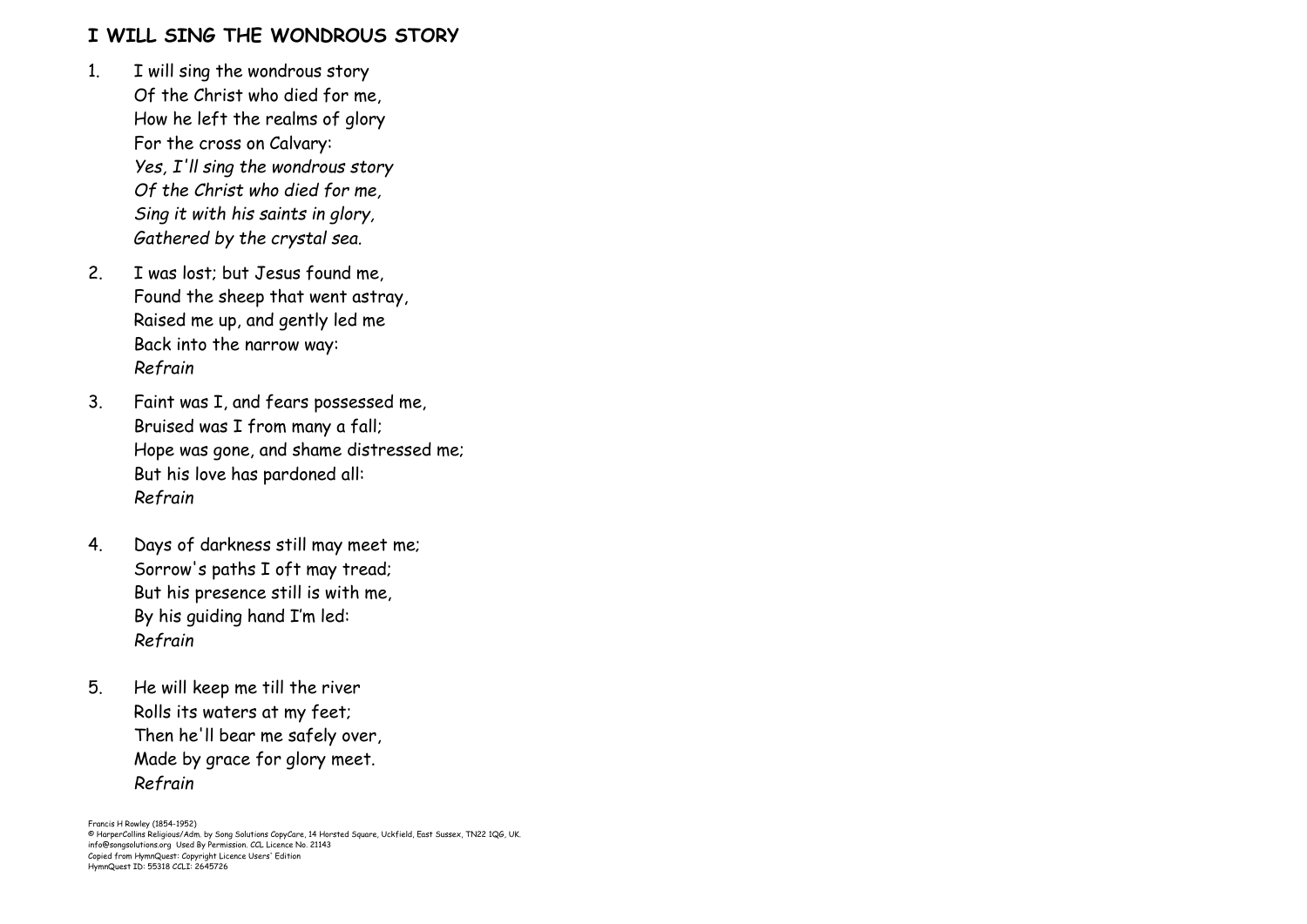## I WILL SING THE WONDROUS STORY

1. I will sing the wondrous story
   Of the Christ who died for me,
   How he left the realms of glory
   For the cross on Calvary:
   *Yes, I'll sing the wondrous story*
   *Of the Christ who died for me,*
   *Sing it with his saints in glory,*
   *Gathered by the crystal sea.*

2. I was lost; but Jesus found me,
   Found the sheep that went astray,
   Raised me up, and gently led me
   Back into the narrow way:
   *Refrain*

3. Faint was I, and fears possessed me,
   Bruised was I from many a fall;
   Hope was gone, and shame distressed me;
   But his love has pardoned all:
   *Refrain*

4. Days of darkness still may meet me;
   Sorrow's paths I oft may tread;
   But his presence still is with me,
   By his guiding hand I'm led:
   *Refrain*

5. He will keep me till the river
   Rolls its waters at my feet;
   Then he'll bear me safely over,
   Made by grace for glory meet.
   *Refrain*

Francis H Rowley (1854-1952)
© HarperCollins Religious/Adm. by Song Solutions CopyCare, 14 Horsted Square, Uckfield, East Sussex, TN22 1QG, UK.
info@songsolutions.org Used By Permission. CCL Licence No. 21143
Copied from HymnQuest: Copyright Licence Users' Edition
HymnQuest ID: 55318 CCLI: 2645726